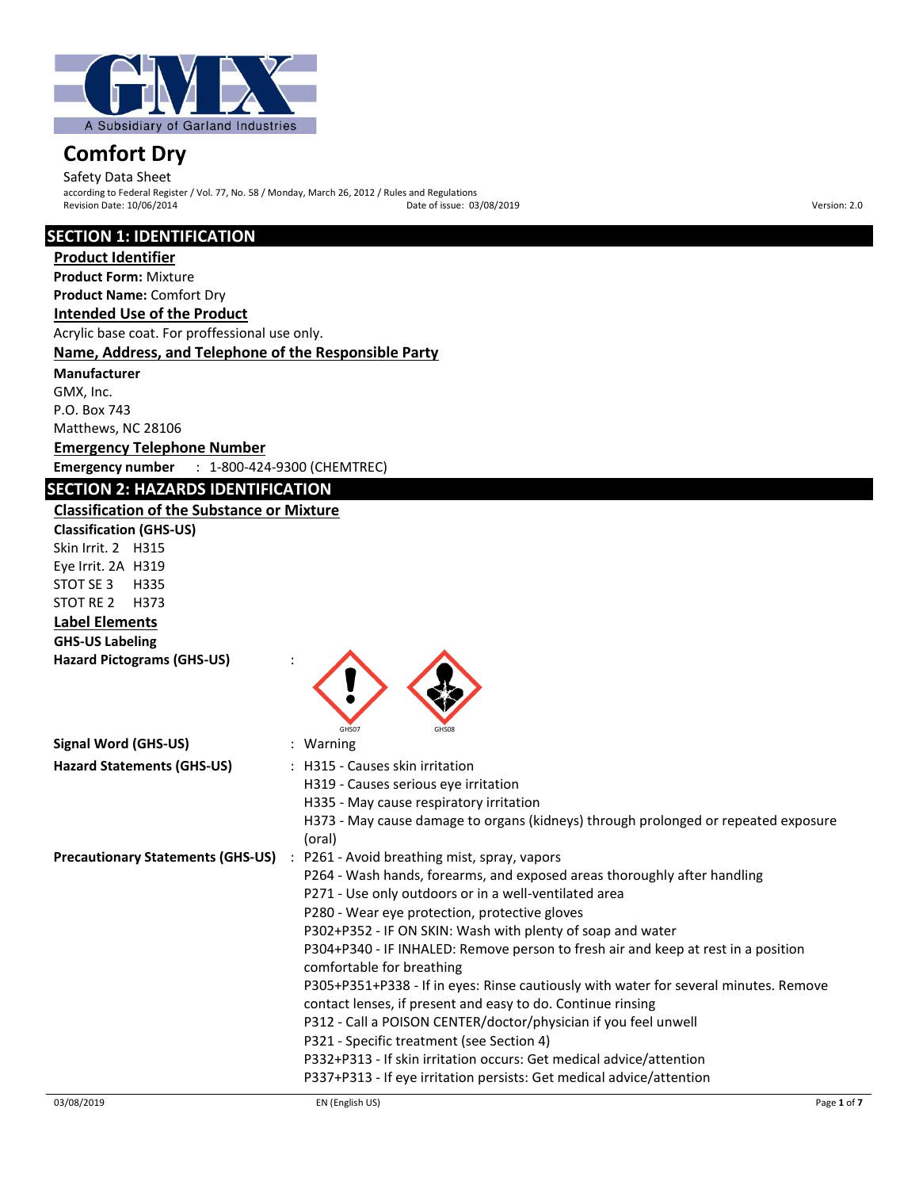# Comfort Dry

Safety Data Sheet

according to Federal Register / Vol. 77, No. 58 / Monday, March 26, 2012 / Rules and Regulations

Revision Date: 10/06/2014 Date of issue: 03/08/2019 Version: 2.0

## SECTION 1: IDENTIFICATION

### Product Identifier

**Product Form:** Mixture

**Product Name:** Comfort Dry

### Intended Use of the Product

Acrylic base coat. For proffessional use only.

### Name, Address, and Telephone of the Responsible Party

**Manufacturer**

GMX, Inc.
P.O. Box 743
Matthews, NC 28106

### Emergency Telephone Number

**Emergency number** : 1-800-424-9300 (CHEMTREC)

## SECTION 2: HAZARDS IDENTIFICATION

### Classification of the Substance or Mixture

**Classification (GHS-US)**

Skin Irrit. 2 H315
Eye Irrit. 2A H319
STOT SE 3 H335
STOT RE 2 H373

### Label Elements

**GHS-US Labeling**

**Hazard Pictograms (GHS-US)** : GHS07 GHS08

**Signal Word (GHS-US)** : Warning

**Hazard Statements (GHS-US)** : H315 - Causes skin irritation
H319 - Causes serious eye irritation
H335 - May cause respiratory irritation
H373 - May cause damage to organs (kidneys) through prolonged or repeated exposure (oral)

**Precautionary Statements (GHS-US)** : P261 - Avoid breathing mist, spray, vapors
P264 - Wash hands, forearms, and exposed areas thoroughly after handling
P271 - Use only outdoors or in a well-ventilated area
P280 - Wear eye protection, protective gloves
P302+P352 - IF ON SKIN: Wash with plenty of soap and water
P304+P340 - IF INHALED: Remove person to fresh air and keep at rest in a position comfortable for breathing
P305+P351+P338 - If in eyes: Rinse cautiously with water for several minutes. Remove contact lenses, if present and easy to do. Continue rinsing
P312 - Call a POISON CENTER/doctor/physician if you feel unwell
P321 - Specific treatment (see Section 4)
P332+P313 - If skin irritation occurs: Get medical advice/attention
P337+P313 - If eye irritation persists: Get medical advice/attention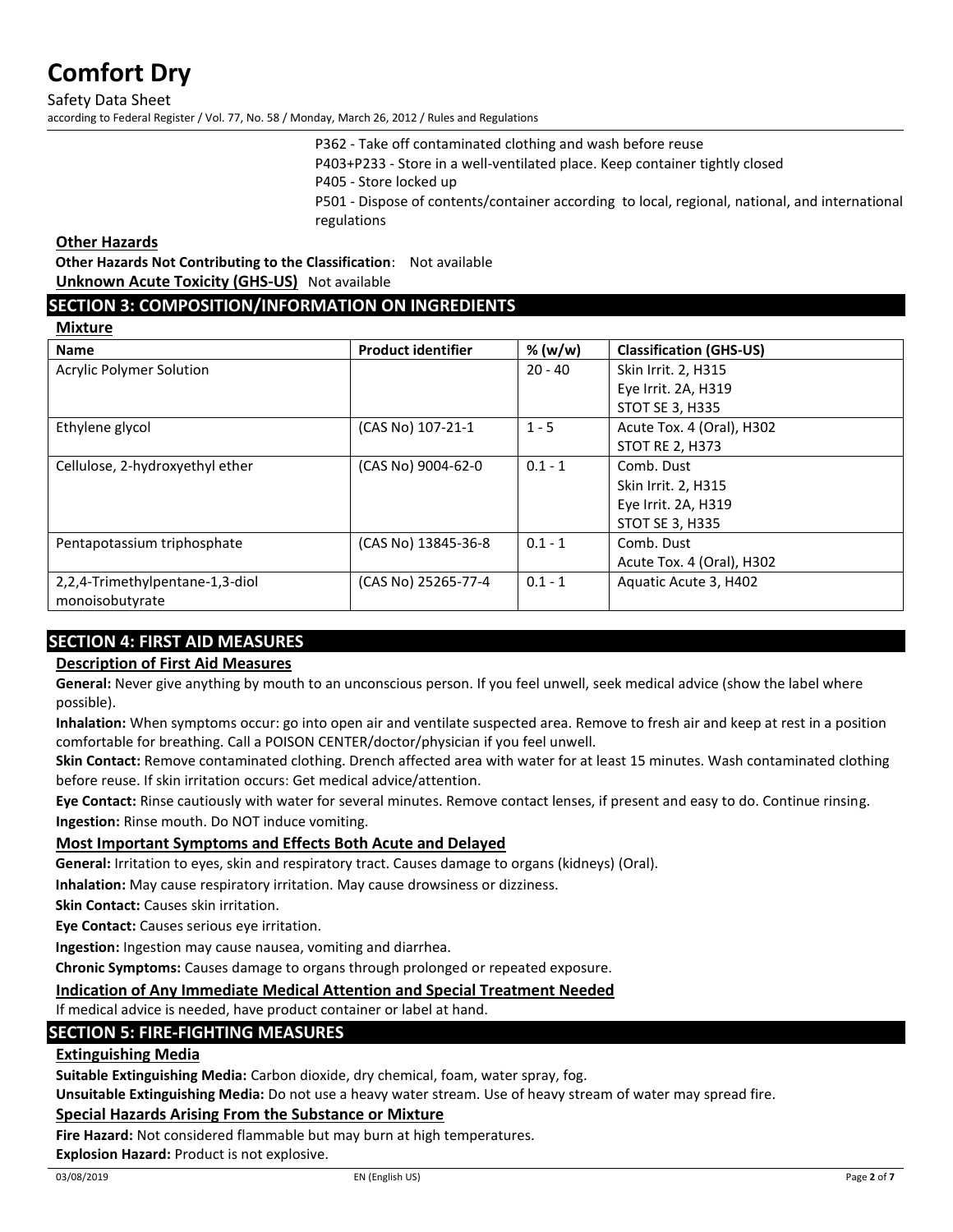P362 - Take off contaminated clothing and wash before reuse
P403+P233 - Store in a well-ventilated place. Keep container tightly closed
P405 - Store locked up
P501 - Dispose of contents/container according to local, regional, national, and international regulations

### Other Hazards

**Other Hazards Not Contributing to the Classification**: Not available

**Unknown Acute Toxicity (GHS-US)** Not available

## SECTION 3: COMPOSITION/INFORMATION ON INGREDIENTS

### Mixture

| Name | Product identifier | % (w/w) | Classification (GHS-US) |
|---|---|---|---|
| Acrylic Polymer Solution | | 20 - 40 | Skin Irrit. 2, H315<br>Eye Irrit. 2A, H319<br>STOT SE 3, H335 |
| Ethylene glycol | (CAS No) 107-21-1 | 1 - 5 | Acute Tox. 4 (Oral), H302<br>STOT RE 2, H373 |
| Cellulose, 2-hydroxyethyl ether | (CAS No) 9004-62-0 | 0.1 - 1 | Comb. Dust<br>Skin Irrit. 2, H315<br>Eye Irrit. 2A, H319<br>STOT SE 3, H335 |
| Pentapotassium triphosphate | (CAS No) 13845-36-8 | 0.1 - 1 | Comb. Dust<br>Acute Tox. 4 (Oral), H302 |
| 2,2,4-Trimethylpentane-1,3-diol monoisobutyrate | (CAS No) 25265-77-4 | 0.1 - 1 | Aquatic Acute 3, H402 |

## SECTION 4: FIRST AID MEASURES

### Description of First Aid Measures

**General:** Never give anything by mouth to an unconscious person. If you feel unwell, seek medical advice (show the label where possible).

**Inhalation:** When symptoms occur: go into open air and ventilate suspected area. Remove to fresh air and keep at rest in a position comfortable for breathing. Call a POISON CENTER/doctor/physician if you feel unwell.

**Skin Contact:** Remove contaminated clothing. Drench affected area with water for at least 15 minutes. Wash contaminated clothing before reuse. If skin irritation occurs: Get medical advice/attention.

**Eye Contact:** Rinse cautiously with water for several minutes. Remove contact lenses, if present and easy to do. Continue rinsing.

**Ingestion:** Rinse mouth. Do NOT induce vomiting.

### Most Important Symptoms and Effects Both Acute and Delayed

**General:** Irritation to eyes, skin and respiratory tract. Causes damage to organs (kidneys) (Oral).

**Inhalation:** May cause respiratory irritation. May cause drowsiness or dizziness.

**Skin Contact:** Causes skin irritation.

**Eye Contact:** Causes serious eye irritation.

**Ingestion:** Ingestion may cause nausea, vomiting and diarrhea.

**Chronic Symptoms:** Causes damage to organs through prolonged or repeated exposure.

### Indication of Any Immediate Medical Attention and Special Treatment Needed

If medical advice is needed, have product container or label at hand.

## SECTION 5: FIRE-FIGHTING MEASURES

### Extinguishing Media

**Suitable Extinguishing Media:** Carbon dioxide, dry chemical, foam, water spray, fog.

**Unsuitable Extinguishing Media:** Do not use a heavy water stream. Use of heavy stream of water may spread fire.

### Special Hazards Arising From the Substance or Mixture

**Fire Hazard:** Not considered flammable but may burn at high temperatures.

**Explosion Hazard:** Product is not explosive.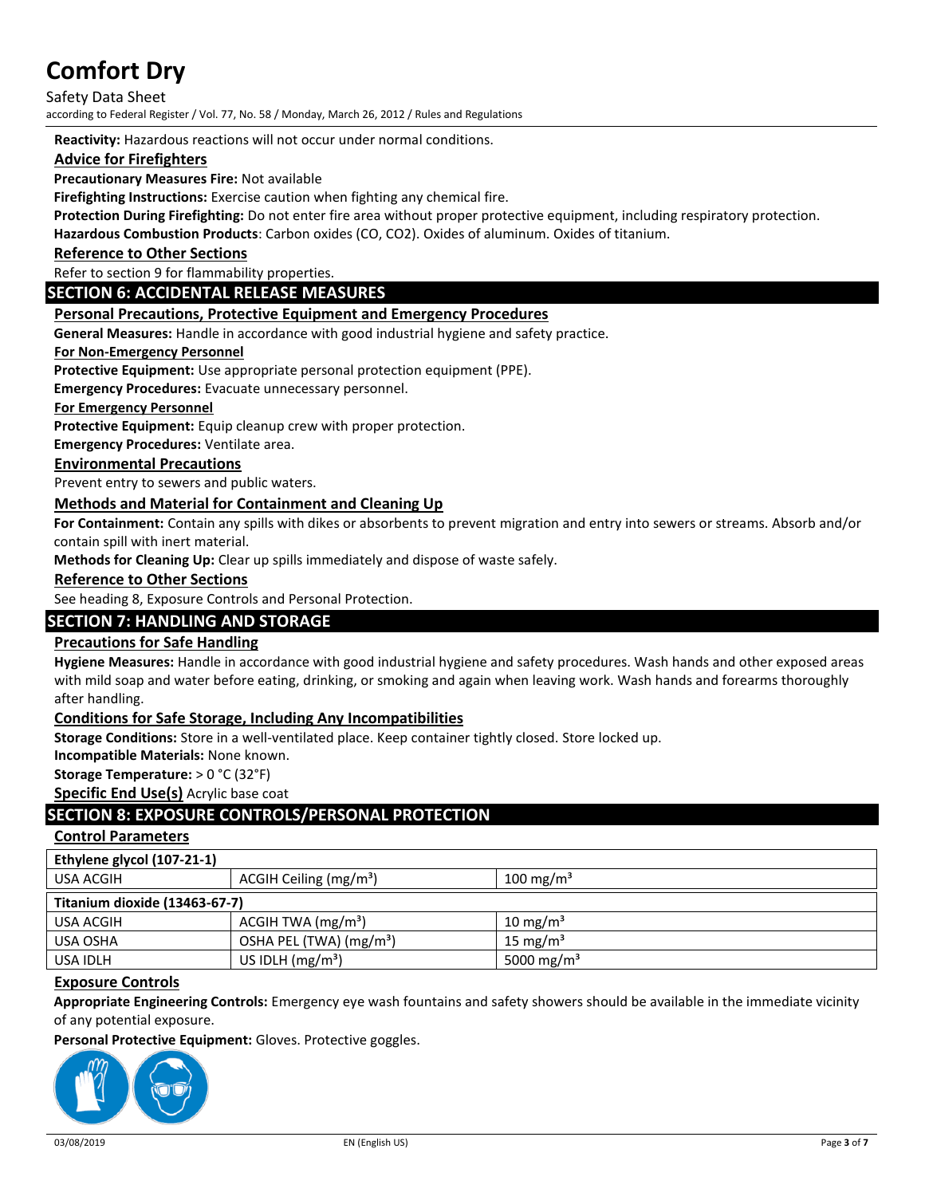**Reactivity:** Hazardous reactions will not occur under normal conditions.

### Advice for Firefighters

**Precautionary Measures Fire:** Not available

**Firefighting Instructions:** Exercise caution when fighting any chemical fire.

**Protection During Firefighting:** Do not enter fire area without proper protective equipment, including respiratory protection.

**Hazardous Combustion Products**: Carbon oxides (CO, $CO_2$). Oxides of aluminum. Oxides of titanium.

### Reference to Other Sections

Refer to section 9 for flammability properties.

## SECTION 6: ACCIDENTAL RELEASE MEASURES

### Personal Precautions, Protective Equipment and Emergency Procedures

**General Measures:** Handle in accordance with good industrial hygiene and safety practice.

#### For Non-Emergency Personnel

**Protective Equipment:** Use appropriate personal protection equipment (PPE).

**Emergency Procedures:** Evacuate unnecessary personnel.

#### For Emergency Personnel

**Protective Equipment:** Equip cleanup crew with proper protection.

**Emergency Procedures:** Ventilate area.

### Environmental Precautions

Prevent entry to sewers and public waters.

### Methods and Material for Containment and Cleaning Up

**For Containment:** Contain any spills with dikes or absorbents to prevent migration and entry into sewers or streams. Absorb and/or contain spill with inert material.

**Methods for Cleaning Up:** Clear up spills immediately and dispose of waste safely.

### Reference to Other Sections

See heading 8, Exposure Controls and Personal Protection.

## SECTION 7: HANDLING AND STORAGE

### Precautions for Safe Handling

**Hygiene Measures:** Handle in accordance with good industrial hygiene and safety procedures. Wash hands and other exposed areas with mild soap and water before eating, drinking, or smoking and again when leaving work. Wash hands and forearms thoroughly after handling.

### Conditions for Safe Storage, Including Any Incompatibilities

**Storage Conditions:** Store in a well-ventilated place. Keep container tightly closed. Store locked up.

**Incompatible Materials:** None known.

**Storage Temperature:** > 0 °C (32°F)

**Specific End Use(s)** Acrylic base coat

## SECTION 8: EXPOSURE CONTROLS/PERSONAL PROTECTION

### Control Parameters

| Ethylene glycol (107-21-1) | | |
|---|---|---|
| USA ACGIH | ACGIH Ceiling ($mg/m^3$) | 100 $mg/m^3$ |
| **Titanium dioxide (13463-67-7)** | | |
| USA ACGIH | ACGIH TWA ($mg/m^3$) | 10 $mg/m^3$ |
| USA OSHA | OSHA PEL (TWA) ($mg/m^3$) | 15 $mg/m^3$ |
| USA IDLH | US IDLH ($mg/m^3$) | 5000 $mg/m^3$ |

### Exposure Controls

**Appropriate Engineering Controls:** Emergency eye wash fountains and safety showers should be available in the immediate vicinity of any potential exposure.

**Personal Protective Equipment:** Gloves. Protective goggles.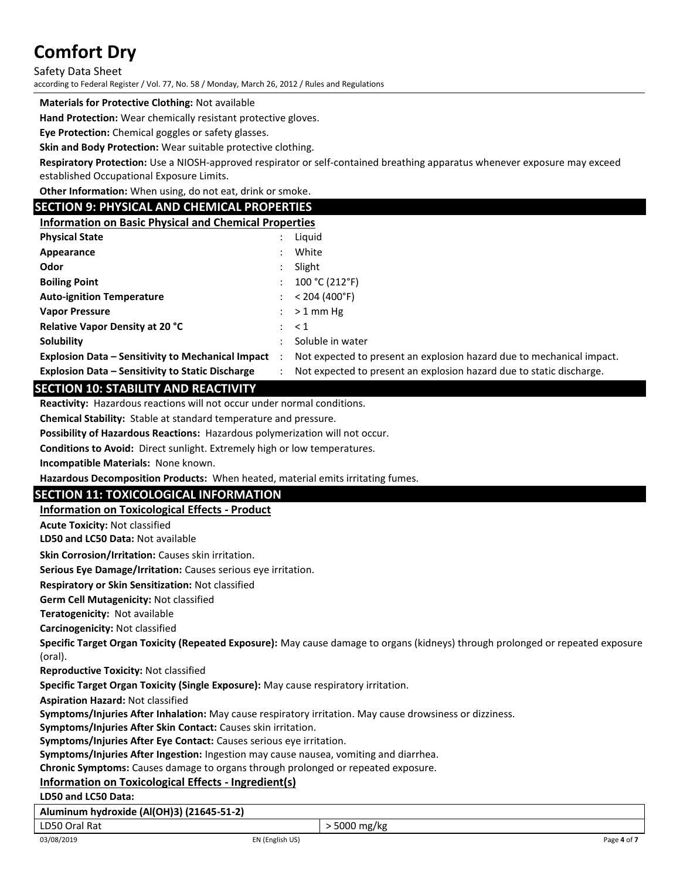**Materials for Protective Clothing:** Not available

**Hand Protection:** Wear chemically resistant protective gloves.

**Eye Protection:** Chemical goggles or safety glasses.

**Skin and Body Protection:** Wear suitable protective clothing.

**Respiratory Protection:** Use a NIOSH-approved respirator or self-contained breathing apparatus whenever exposure may exceed established Occupational Exposure Limits.

**Other Information:** When using, do not eat, drink or smoke.

## SECTION 9: PHYSICAL AND CHEMICAL PROPERTIES

### Information on Basic Physical and Chemical Properties

| | | |
|---|---|---|
| **Physical State** | : | Liquid |
| **Appearance** | : | White |
| **Odor** | : | Slight |
| **Boiling Point** | : | 100 °C (212°F) |
| **Auto-ignition Temperature** | : | < 204 (400°F) |
| **Vapor Pressure** | : | > 1 mm Hg |
| **Relative Vapor Density at 20 °C** | : | < 1 |
| **Solubility** | : | Soluble in water |
| **Explosion Data – Sensitivity to Mechanical Impact** | : | Not expected to present an explosion hazard due to mechanical impact. |
| **Explosion Data – Sensitivity to Static Discharge** | : | Not expected to present an explosion hazard due to static discharge. |

## SECTION 10: STABILITY AND REACTIVITY

**Reactivity:** Hazardous reactions will not occur under normal conditions.

**Chemical Stability:** Stable at standard temperature and pressure.

**Possibility of Hazardous Reactions:** Hazardous polymerization will not occur.

**Conditions to Avoid:** Direct sunlight. Extremely high or low temperatures.

**Incompatible Materials:** None known.

**Hazardous Decomposition Products:** When heated, material emits irritating fumes.

## SECTION 11: TOXICOLOGICAL INFORMATION

### Information on Toxicological Effects - Product

**Acute Toxicity:** Not classified

**LD50 and LC50 Data:** Not available

**Skin Corrosion/Irritation:** Causes skin irritation.

**Serious Eye Damage/Irritation:** Causes serious eye irritation.

**Respiratory or Skin Sensitization:** Not classified

**Germ Cell Mutagenicity:** Not classified

**Teratogenicity:** Not available

**Carcinogenicity:** Not classified

**Specific Target Organ Toxicity (Repeated Exposure):** May cause damage to organs (kidneys) through prolonged or repeated exposure (oral).

**Reproductive Toxicity:** Not classified

**Specific Target Organ Toxicity (Single Exposure):** May cause respiratory irritation.

**Aspiration Hazard:** Not classified

**Symptoms/Injuries After Inhalation:** May cause respiratory irritation. May cause drowsiness or dizziness.

**Symptoms/Injuries After Skin Contact:** Causes skin irritation.

**Symptoms/Injuries After Eye Contact:** Causes serious eye irritation.

**Symptoms/Injuries After Ingestion:** Ingestion may cause nausea, vomiting and diarrhea.

**Chronic Symptoms:** Causes damage to organs through prolonged or repeated exposure.

### Information on Toxicological Effects - Ingredient(s)

**LD50 and LC50 Data:**

| **Aluminum hydroxide (Al(OH)3) (21645-51-2)** | |
|---|---|
| LD50 Oral Rat | > 5000 mg/kg |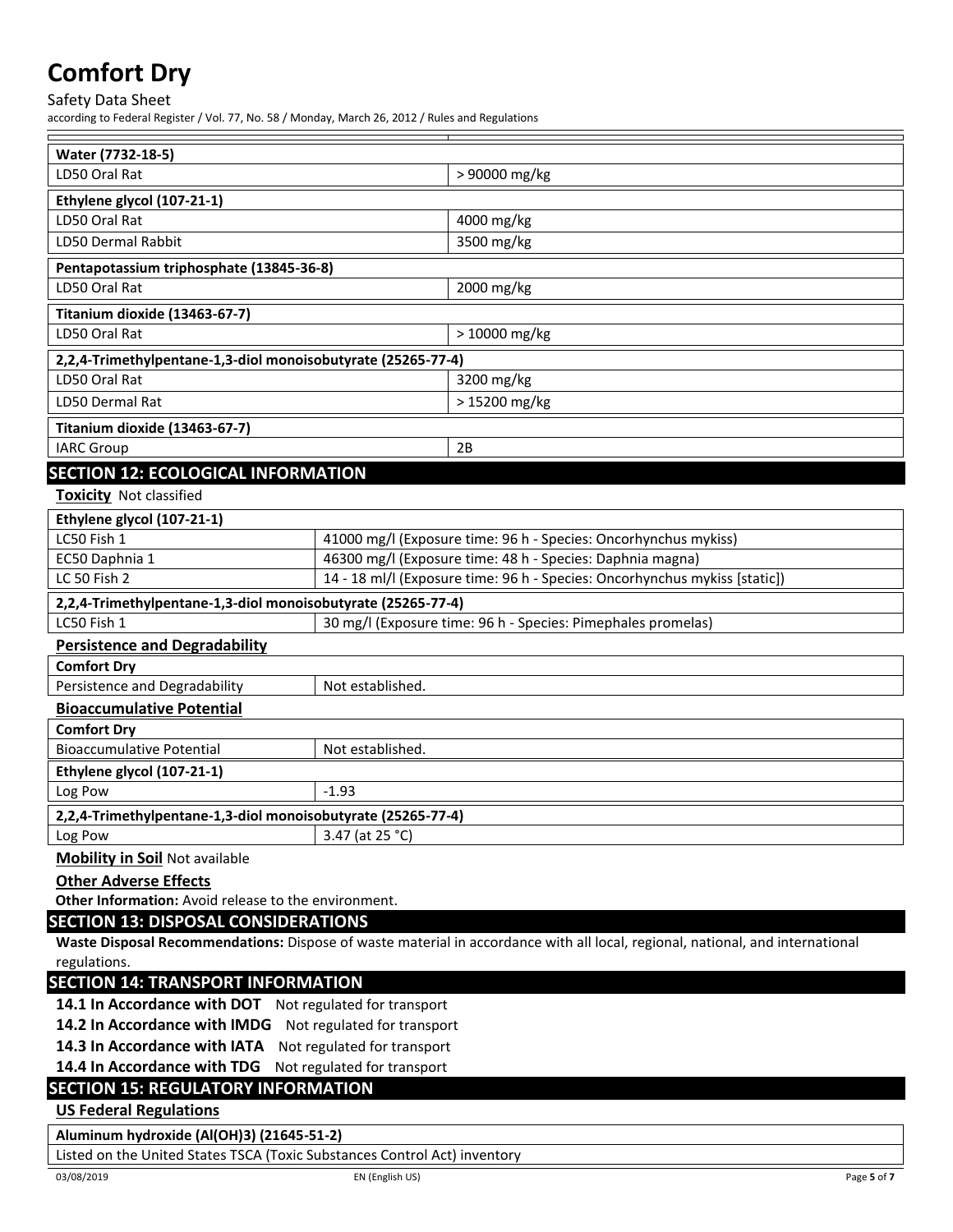| Water (7732-18-5) | |
|---|---|
| LD50 Oral Rat | > 90000 mg/kg |

| Ethylene glycol (107-21-1) | |
|---|---|
| LD50 Oral Rat | 4000 mg/kg |
| LD50 Dermal Rabbit | 3500 mg/kg |

| Pentapotassium triphosphate (13845-36-8) | |
|---|---|
| LD50 Oral Rat | 2000 mg/kg |

| Titanium dioxide (13463-67-7) | |
|---|---|
| LD50 Oral Rat | > 10000 mg/kg |

| 2,2,4-Trimethylpentane-1,3-diol monoisobutyrate (25265-77-4) | |
|---|---|
| LD50 Oral Rat | 3200 mg/kg |
| LD50 Dermal Rat | > 15200 mg/kg |

| Titanium dioxide (13463-67-7) | |
|---|---|
| IARC Group | 2B |

## SECTION 12: ECOLOGICAL INFORMATION

**Toxicity** Not classified

| Ethylene glycol (107-21-1) | |
|---|---|
| LC50 Fish 1 | 41000 mg/l (Exposure time: 96 h - Species: Oncorhynchus mykiss) |
| EC50 Daphnia 1 | 46300 mg/l (Exposure time: 48 h - Species: Daphnia magna) |
| LC 50 Fish 2 | 14 - 18 ml/l (Exposure time: 96 h - Species: Oncorhynchus mykiss [static]) |

| 2,2,4-Trimethylpentane-1,3-diol monoisobutyrate (25265-77-4) | |
|---|---|
| LC50 Fish 1 | 30 mg/l (Exposure time: 96 h - Species: Pimephales promelas) |

**Persistence and Degradability**

| Comfort Dry | |
|---|---|
| Persistence and Degradability | Not established. |

**Bioaccumulative Potential**

| Comfort Dry | |
|---|---|
| Bioaccumulative Potential | Not established. |

| Ethylene glycol (107-21-1) | |
|---|---|
| Log Pow | -1.93 |

| 2,2,4-Trimethylpentane-1,3-diol monoisobutyrate (25265-77-4) | |
|---|---|
| Log Pow | 3.47 (at 25 °C) |

**Mobility in Soil** Not available

**Other Adverse Effects**

**Other Information:** Avoid release to the environment.

## SECTION 13: DISPOSAL CONSIDERATIONS

**Waste Disposal Recommendations:** Dispose of waste material in accordance with all local, regional, national, and international regulations.

## SECTION 14: TRANSPORT INFORMATION

**14.1 In Accordance with DOT** Not regulated for transport

**14.2 In Accordance with IMDG** Not regulated for transport

**14.3 In Accordance with IATA** Not regulated for transport

**14.4 In Accordance with TDG** Not regulated for transport

## SECTION 15: REGULATORY INFORMATION

**US Federal Regulations**

| Aluminum hydroxide (Al(OH)3) (21645-51-2) |
|---|
| Listed on the United States TSCA (Toxic Substances Control Act) inventory |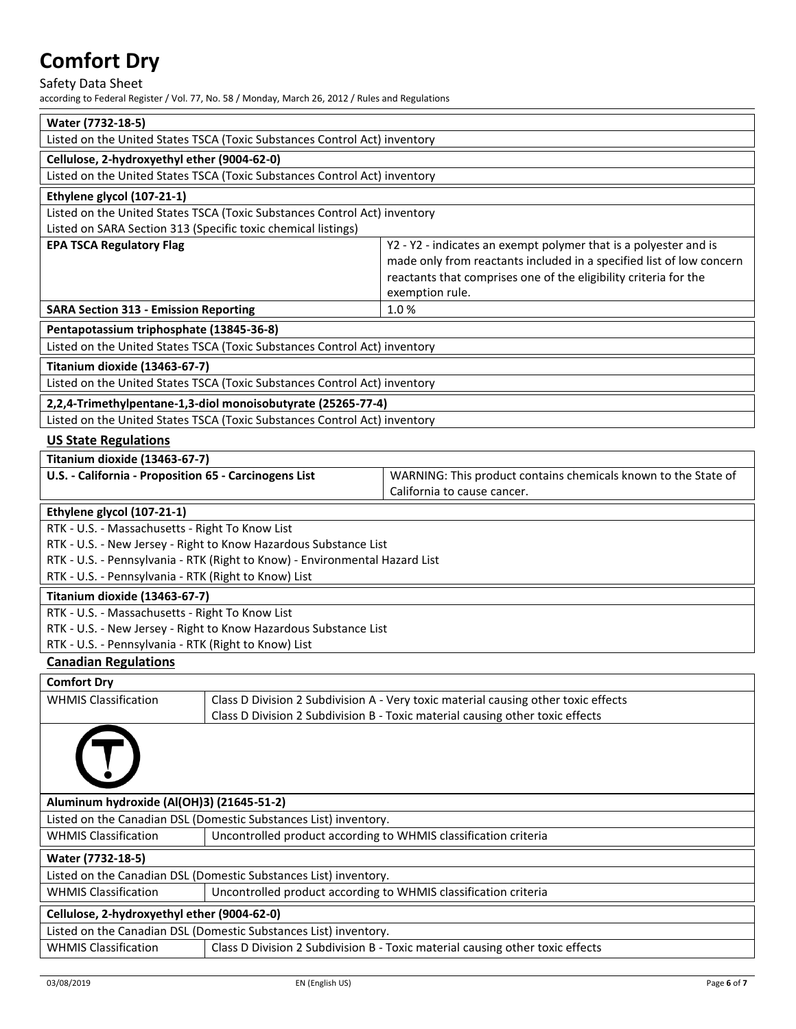| Water (7732-18-5) | |
|---|---|
| Listed on the United States TSCA (Toxic Substances Control Act) inventory | |

| Cellulose, 2-hydroxyethyl ether (9004-62-0) | |
|---|---|
| Listed on the United States TSCA (Toxic Substances Control Act) inventory | |

| Ethylene glycol (107-21-1) | |
|---|---|
| Listed on the United States TSCA (Toxic Substances Control Act) inventory<br>Listed on SARA Section 313 (Specific toxic chemical listings) | |
| **EPA TSCA Regulatory Flag** | Y2 - Y2 - indicates an exempt polymer that is a polyester and is made only from reactants included in a specified list of low concern reactants that comprises one of the eligibility criteria for the exemption rule. |
| **SARA Section 313 - Emission Reporting** | 1.0 % |

| Pentapotassium triphosphate (13845-36-8) | |
|---|---|
| Listed on the United States TSCA (Toxic Substances Control Act) inventory | |

| Titanium dioxide (13463-67-7) | |
|---|---|
| Listed on the United States TSCA (Toxic Substances Control Act) inventory | |

| 2,2,4-Trimethylpentane-1,3-diol monoisobutyrate (25265-77-4) | |
|---|---|
| Listed on the United States TSCA (Toxic Substances Control Act) inventory | |

## US State Regulations

| Titanium dioxide (13463-67-7) | |
|---|---|
| **U.S. - California - Proposition 65 - Carcinogens List** | WARNING: This product contains chemicals known to the State of California to cause cancer. |

| Ethylene glycol (107-21-1) |
|---|
| RTK - U.S. - Massachusetts - Right To Know List<br>RTK - U.S. - New Jersey - Right to Know Hazardous Substance List<br>RTK - U.S. - Pennsylvania - RTK (Right to Know) - Environmental Hazard List<br>RTK - U.S. - Pennsylvania - RTK (Right to Know) List |

| Titanium dioxide (13463-67-7) |
|---|
| RTK - U.S. - Massachusetts - Right To Know List<br>RTK - U.S. - New Jersey - Right to Know Hazardous Substance List<br>RTK - U.S. - Pennsylvania - RTK (Right to Know) List |

## Canadian Regulations

| Comfort Dry | |
|---|---|
| WHMIS Classification | Class D Division 2 Subdivision A - Very toxic material causing other toxic effects<br>Class D Division 2 Subdivision B - Toxic material causing other toxic effects |

| Aluminum hydroxide (Al(OH)3) (21645-51-2) | |
|---|---|
| Listed on the Canadian DSL (Domestic Substances List) inventory. | |
| WHMIS Classification | Uncontrolled product according to WHMIS classification criteria |

| Water (7732-18-5) | |
|---|---|
| Listed on the Canadian DSL (Domestic Substances List) inventory. | |
| WHMIS Classification | Uncontrolled product according to WHMIS classification criteria |

| Cellulose, 2-hydroxyethyl ether (9004-62-0) | |
|---|---|
| Listed on the Canadian DSL (Domestic Substances List) inventory. | |
| WHMIS Classification | Class D Division 2 Subdivision B - Toxic material causing other toxic effects |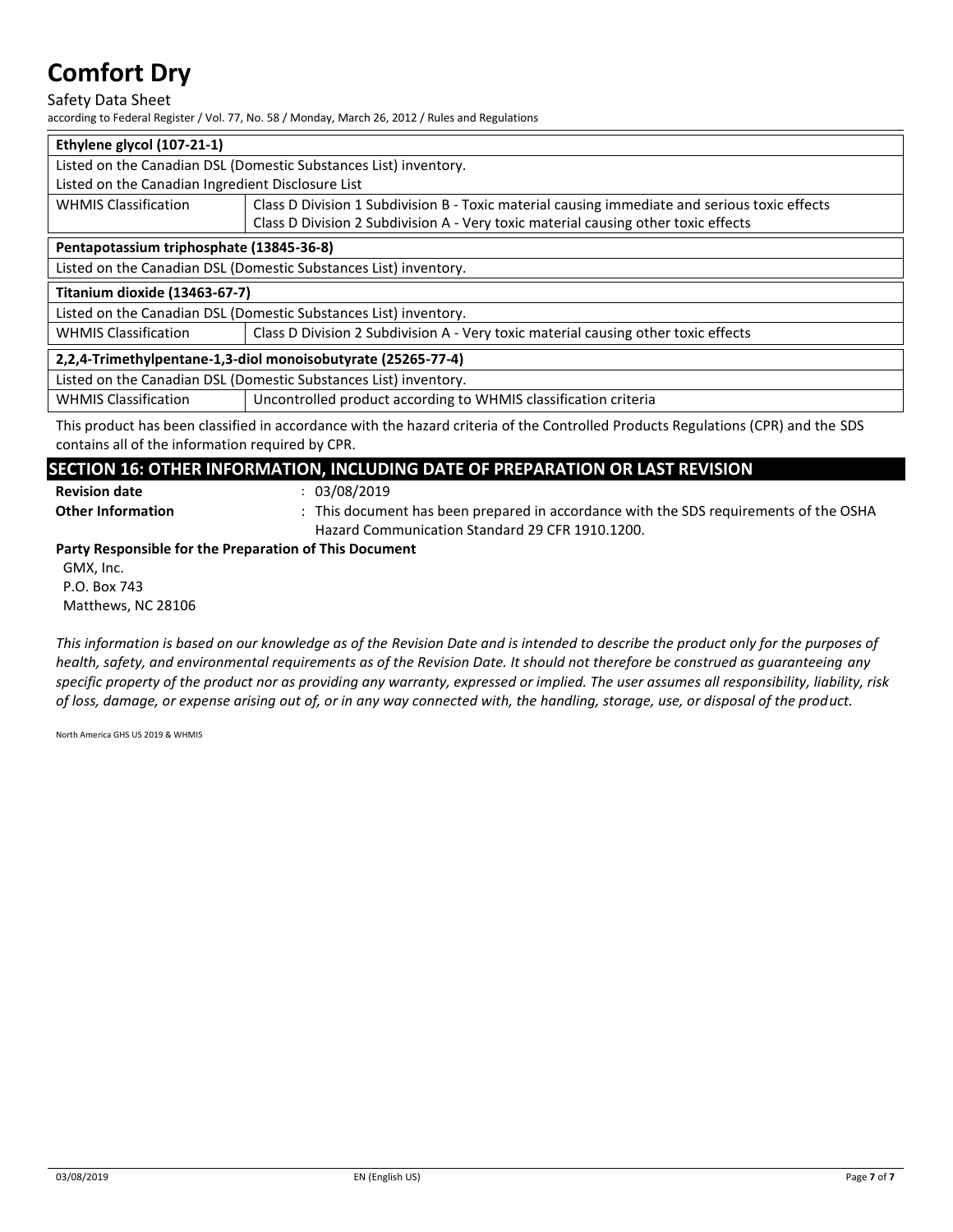| Ethylene glycol (107-21-1) | |
|---|---|
| Listed on the Canadian DSL (Domestic Substances List) inventory. | |
| Listed on the Canadian Ingredient Disclosure List | |
| WHMIS Classification | Class D Division 1 Subdivision B - Toxic material causing immediate and serious toxic effects<br>Class D Division 2 Subdivision A - Very toxic material causing other toxic effects |

| Pentapotassium triphosphate (13845-36-8) |
|---|
| Listed on the Canadian DSL (Domestic Substances List) inventory. |

| Titanium dioxide (13463-67-7) | |
|---|---|
| Listed on the Canadian DSL (Domestic Substances List) inventory. | |
| WHMIS Classification | Class D Division 2 Subdivision A - Very toxic material causing other toxic effects |

| 2,2,4-Trimethylpentane-1,3-diol monoisobutyrate (25265-77-4) | |
|---|---|
| Listed on the Canadian DSL (Domestic Substances List) inventory. | |
| WHMIS Classification | Uncontrolled product according to WHMIS classification criteria |

This product has been classified in accordance with the hazard criteria of the Controlled Products Regulations (CPR) and the SDS contains all of the information required by CPR.

## SECTION 16: OTHER INFORMATION, INCLUDING DATE OF PREPARATION OR LAST REVISION

**Revision date** : 03/08/2019

**Other Information** : This document has been prepared in accordance with the SDS requirements of the OSHA Hazard Communication Standard 29 CFR 1910.1200.

**Party Responsible for the Preparation of This Document**

GMX, Inc.
P.O. Box 743
Matthews, NC 28106

*This information is based on our knowledge as of the Revision Date and is intended to describe the product only for the purposes of health, safety, and environmental requirements as of the Revision Date. It should not therefore be construed as guaranteeing any specific property of the product nor as providing any warranty, expressed or implied. The user assumes all responsibility, liability, risk of loss, damage, or expense arising out of, or in any way connected with, the handling, storage, use, or disposal of the product.*

North America GHS US 2019 & WHMIS